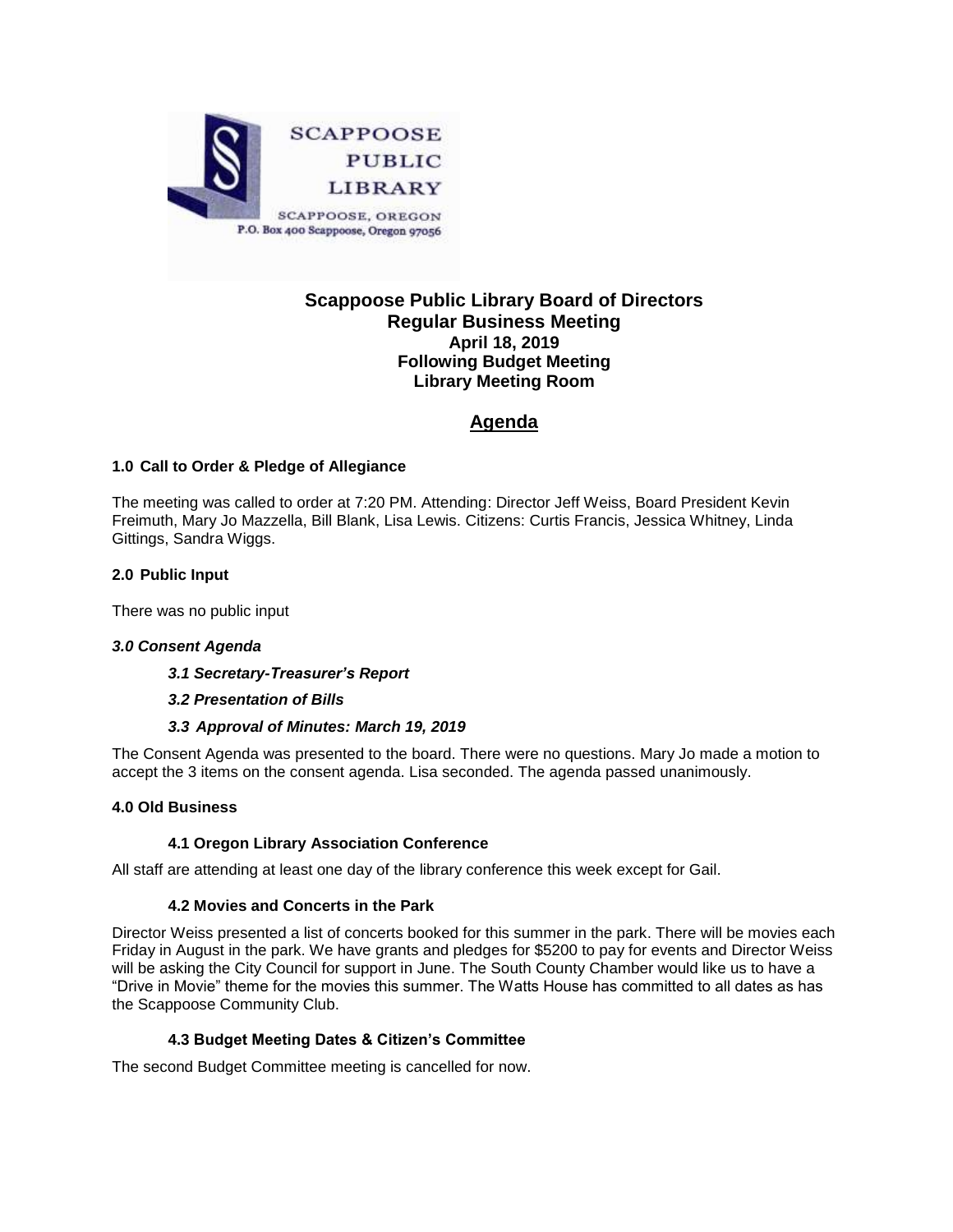SCAPPOOSE PUBLIC LIBRARY

SCAPPOOSE, OREGON

P.O. Box 400 Scappoose, Oregon 97056

# Scappoose Public Library Board of Directors

## Regular Business Meeting

**April 18, 2019**

**Following Budget Meeting**

**Library Meeting Room**

## Agenda

### 1.0 Call to Order & Pledge of Allegiance

The meeting was called to order at 7:20 PM. Attending: Director Jeff Weiss, Board President Kevin Freimuth, Mary Jo Mazzella, Bill Blank, Lisa Lewis. Citizens: Curtis Francis, Jessica Whitney, Linda Gittings, Sandra Wiggs.

### 2.0 Public Input

There was no public input

### *3.0 Consent Agenda*

#### *3.1 Secretary-Treasurer's Report*

#### *3.2 Presentation of Bills*

#### *3.3 Approval of Minutes: March 19, 2019*

The Consent Agenda was presented to the board. There were no questions. Mary Jo made a motion to accept the 3 items on the consent agenda. Lisa seconded. The agenda passed unanimously.

### 4.0 Old Business

#### 4.1 Oregon Library Association Conference

All staff are attending at least one day of the library conference this week except for Gail.

#### 4.2 Movies and Concerts in the Park

Director Weiss presented a list of concerts booked for this summer in the park. There will be movies each Friday in August in the park. We have grants and pledges for $5200 to pay for events and Director Weiss will be asking the City Council for support in June. The South County Chamber would like us to have a "Drive in Movie" theme for the movies this summer. The Watts House has committed to all dates as has the Scappoose Community Club.

#### 4.3 Budget Meeting Dates & Citizen's Committee

The second Budget Committee meeting is cancelled for now.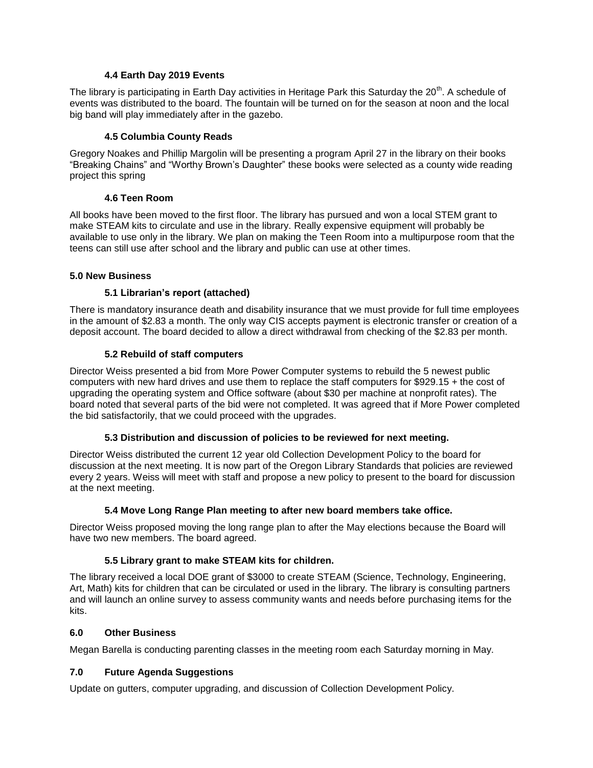#### 4.4 Earth Day 2019 Events

The library is participating in Earth Day activities in Heritage Park this Saturday the 20th. A schedule of events was distributed to the board. The fountain will be turned on for the season at noon and the local big band will play immediately after in the gazebo.

#### 4.5 Columbia County Reads

Gregory Noakes and Phillip Margolin will be presenting a program April 27 in the library on their books "Breaking Chains" and "Worthy Brown's Daughter" these books were selected as a county wide reading project this spring

#### 4.6 Teen Room

All books have been moved to the first floor. The library has pursued and won a local STEM grant to make STEAM kits to circulate and use in the library. Really expensive equipment will probably be available to use only in the library. We plan on making the Teen Room into a multipurpose room that the teens can still use after school and the library and public can use at other times.

### 5.0 New Business

#### 5.1 Librarian's report (attached)

There is mandatory insurance death and disability insurance that we must provide for full time employees in the amount of $2.83 a month. The only way CIS accepts payment is electronic transfer or creation of a deposit account. The board decided to allow a direct withdrawal from checking of the $2.83 per month.

#### 5.2 Rebuild of staff computers

Director Weiss presented a bid from More Power Computer systems to rebuild the 5 newest public computers with new hard drives and use them to replace the staff computers for $929.15 + the cost of upgrading the operating system and Office software (about $30 per machine at nonprofit rates). The board noted that several parts of the bid were not completed. It was agreed that if More Power completed the bid satisfactorily, that we could proceed with the upgrades.

#### 5.3 Distribution and discussion of policies to be reviewed for next meeting.

Director Weiss distributed the current 12 year old Collection Development Policy to the board for discussion at the next meeting. It is now part of the Oregon Library Standards that policies are reviewed every 2 years. Weiss will meet with staff and propose a new policy to present to the board for discussion at the next meeting.

#### 5.4 Move Long Range Plan meeting to after new board members take office.

Director Weiss proposed moving the long range plan to after the May elections because the Board will have two new members. The board agreed.

#### 5.5 Library grant to make STEAM kits for children.

The library received a local DOE grant of $3000 to create STEAM (Science, Technology, Engineering, Art, Math) kits for children that can be circulated or used in the library. The library is consulting partners and will launch an online survey to assess community wants and needs before purchasing items for the kits.

### 6.0 Other Business

Megan Barella is conducting parenting classes in the meeting room each Saturday morning in May.

### 7.0 Future Agenda Suggestions

Update on gutters, computer upgrading, and discussion of Collection Development Policy.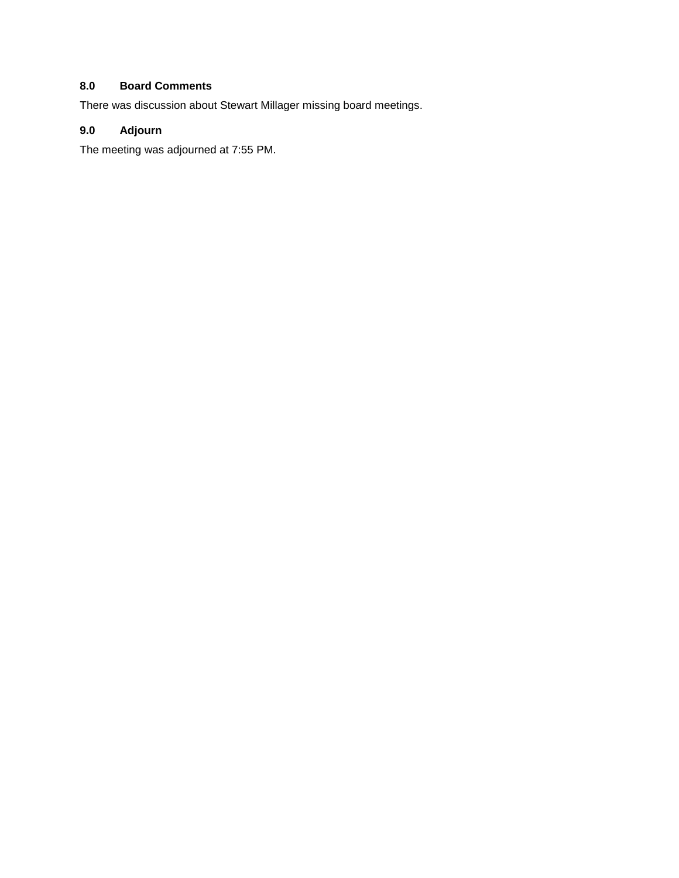### 8.0 Board Comments

There was discussion about Stewart Millager missing board meetings.

### 9.0 Adjourn

The meeting was adjourned at 7:55 PM.